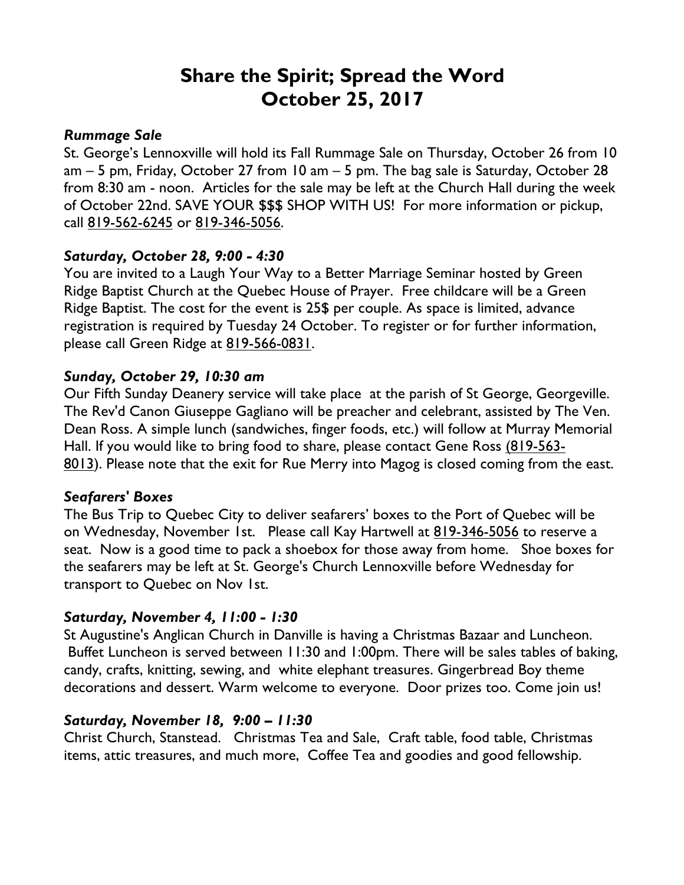# Share the Spirit; Spread the Word
# October 25, 2017

### *Rummage Sale*

St. George's Lennoxville will hold its Fall Rummage Sale on Thursday, October 26 from 10 am – 5 pm, Friday, October 27 from 10 am – 5 pm. The bag sale is Saturday, October 28 from 8:30 am - noon. Articles for the sale may be left at the Church Hall during the week of October 22nd. SAVE YOUR $$$ SHOP WITH US! For more information or pickup, call 819-562-6245 or 819-346-5056.

### *Saturday, October 28, 9:00 - 4:30*

You are invited to a Laugh Your Way to a Better Marriage Seminar hosted by Green Ridge Baptist Church at the Quebec House of Prayer. Free childcare will be a Green Ridge Baptist. The cost for the event is 25$ per couple. As space is limited, advance registration is required by Tuesday 24 October. To register or for further information, please call Green Ridge at 819-566-0831.

### *Sunday, October 29, 10:30 am*

Our Fifth Sunday Deanery service will take place at the parish of St George, Georgeville. The Rev'd Canon Giuseppe Gagliano will be preacher and celebrant, assisted by The Ven. Dean Ross. A simple lunch (sandwiches, finger foods, etc.) will follow at Murray Memorial Hall. If you would like to bring food to share, please contact Gene Ross (819-563-8013). Please note that the exit for Rue Merry into Magog is closed coming from the east.

### *Seafarers' Boxes*

The Bus Trip to Quebec City to deliver seafarers' boxes to the Port of Quebec will be on Wednesday, November 1st. Please call Kay Hartwell at 819-346-5056 to reserve a seat. Now is a good time to pack a shoebox for those away from home. Shoe boxes for the seafarers may be left at St. George's Church Lennoxville before Wednesday for transport to Quebec on Nov 1st.

### *Saturday, November 4, 11:00 - 1:30*

St Augustine's Anglican Church in Danville is having a Christmas Bazaar and Luncheon. Buffet Luncheon is served between 11:30 and 1:00pm. There will be sales tables of baking, candy, crafts, knitting, sewing, and white elephant treasures. Gingerbread Boy theme decorations and dessert. Warm welcome to everyone. Door prizes too. Come join us!

### *Saturday, November 18, 9:00 – 11:30*

Christ Church, Stanstead. Christmas Tea and Sale, Craft table, food table, Christmas items, attic treasures, and much more, Coffee Tea and goodies and good fellowship.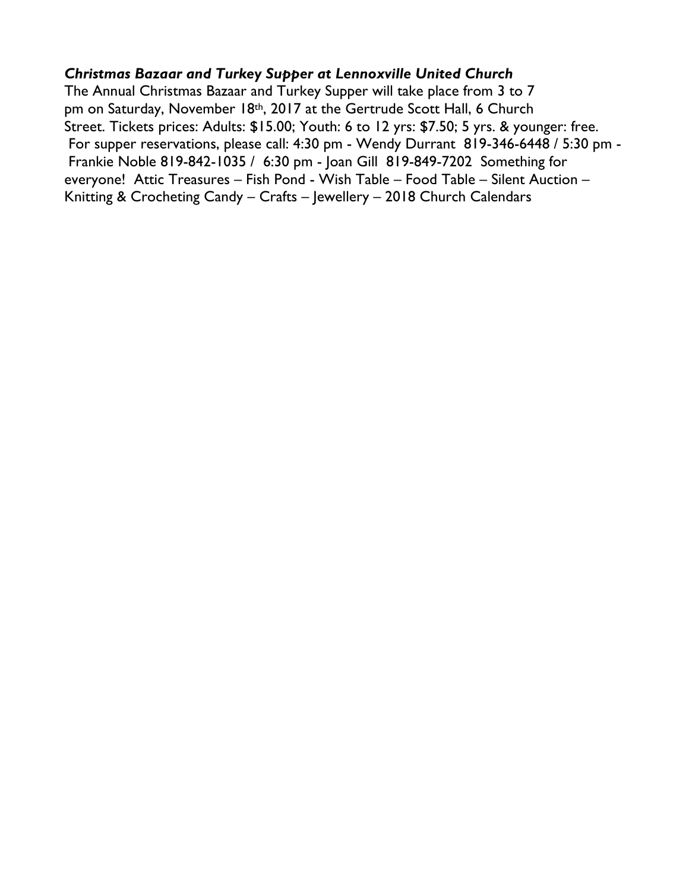***Christmas Bazaar and Turkey Supper at Lennoxville United Church***

The Annual Christmas Bazaar and Turkey Supper will take place from 3 to 7 pm on Saturday, November 18th, 2017 at the Gertrude Scott Hall, 6 Church Street. Tickets prices: Adults: $15.00; Youth: 6 to 12 yrs: $7.50; 5 yrs. & younger: free. For supper reservations, please call: 4:30 pm - Wendy Durrant 819-346-6448 / 5:30 pm - Frankie Noble 819-842-1035 / 6:30 pm - Joan Gill 819-849-7202 Something for everyone! Attic Treasures – Fish Pond - Wish Table – Food Table – Silent Auction – Knitting & Crocheting Candy – Crafts – Jewellery – 2018 Church Calendars